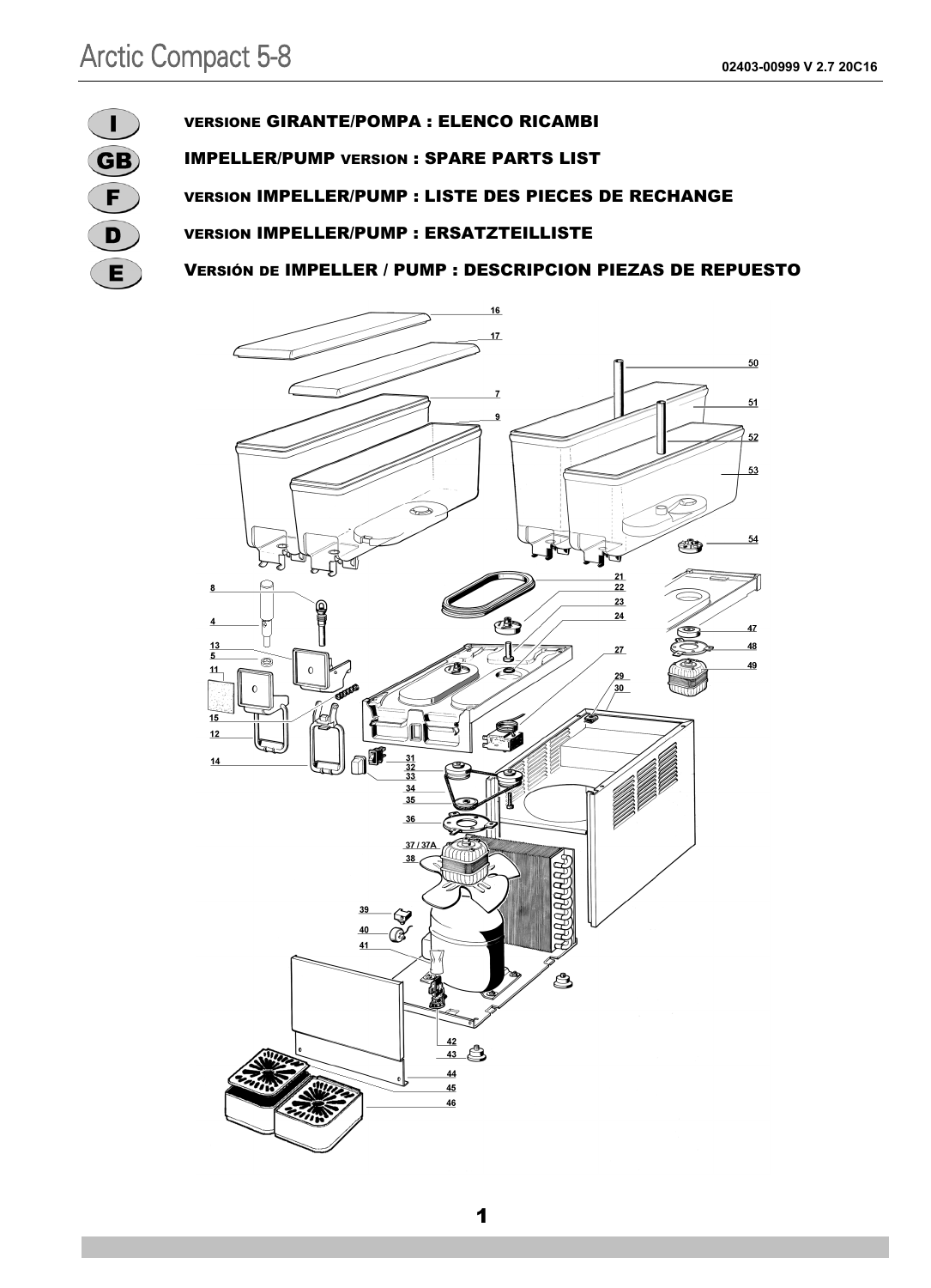# Arctic Compact 5-8

02403-00999 V 2.7 20C16

**I** VERSIONE GIRANTE/POMPA : ELENCO RICAMBI

**GB** IMPELLER/PUMP VERSION : SPARE PARTS LIST

**F** VERSION IMPELLER/PUMP : LISTE DES PIECES DE RECHANGE

**D** VERSION IMPELLER/PUMP : ERSATZTEILLISTE

**E** VERSIÓN DE IMPELLER / PUMP : DESCRIPCION PIEZAS DE REPUESTO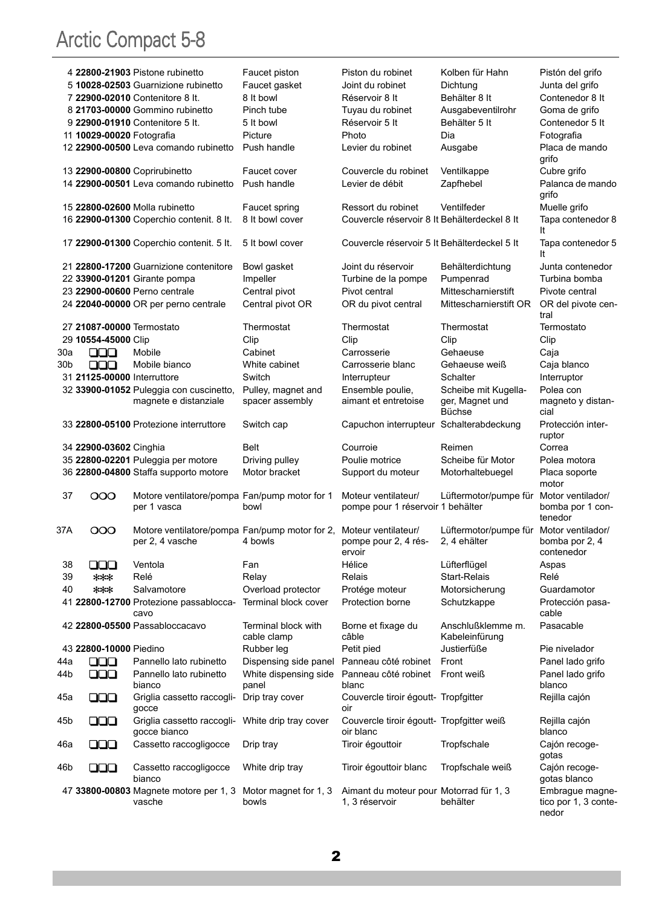# Arctic Compact 5-8

| | | | | | | |
|---|---|---|---|---|---|---|
| 4 | **22800-21903** | Pistone rubinetto | Faucet piston | Piston du robinet | Kolben für Hahn | Pistón del grifo |
| 5 | **10028-02503** | Guarnizione rubinetto | Faucet gasket | Joint du robinet | Dichtung | Junta del grifo |
| 7 | **22900-02010** | Contenitore 8 lt. | 8 lt bowl | Réservoir 8 lt | Behälter 8 lt | Contenedor 8 lt |
| 8 | **21703-00000** | Gommino rubinetto | Pinch tube | Tuyau du robinet | Ausgabeventilrohr | Goma de grifo |
| 9 | **22900-01910** | Contenitore 5 lt. | 5 lt bowl | Réservoir 5 lt | Behälter 5 lt | Contenedor 5 lt |
| 11 | **10029-00020** | Fotografia | Picture | Photo | Dia | Fotografia |
| 12 | **22900-00500** | Leva comando rubinetto | Push handle | Levier du robinet | Ausgabe | Placa de mando grifo |
| 13 | **22900-00800** | Coprirubinetto | Faucet cover | Couvercle du robinet | Ventilkappe | Cubre grifo |
| 14 | **22900-00501** | Leva comando rubinetto | Push handle | Levier de débit | Zapfhebel | Palanca de mando grifo |
| 15 | **22800-02600** | Molla rubinetto | Faucet spring | Ressort du robinet | Ventilfeder | Muelle grifo |
| 16 | **22900-01300** | Coperchio contenit. 8 lt. | 8 lt bowl cover | Couvercle réservoir 8 lt | Behälterdeckel 8 lt | Tapa contenedor 8 lt |
| 17 | **22900-01300** | Coperchio contenit. 5 lt. | 5 lt bowl cover | Couvercle réservoir 5 lt | Behälterdeckel 5 lt | Tapa contenedor 5 lt |
| 21 | **22800-17200** | Guarnizione contenitore | Bowl gasket | Joint du réservoir | Behälterdichtung | Junta contenedor |
| 22 | **33900-01201** | Girante pompa | Impeller | Turbine de la pompe | Pumpenrad | Turbina bomba |
| 23 | **22900-00600** | Perno centrale | Central pivot | Pivot central | Mittescharnierstift | Pivote central |
| 24 | **22040-00000** | OR per perno centrale | Central pivot OR | OR du pivot central | Mittescharnierstift OR | OR del pivote central |
| 27 | **21087-00000** | Termostato | Thermostat | Thermostat | Thermostat | Termostato |
| 29 | **10554-45000** | Clip | Clip | Clip | Clip | Clip |
| 30a | ❑❑❑ | Mobile | Cabinet | Carrosserie | Gehaeuse | Caja |
| 30b | ❑❑❑ | Mobile bianco | White cabinet | Carrosserie blanc | Gehaeuse weiß | Caja blanco |
| 31 | **21125-00000** | Interruttore | Switch | Interrupteur | Schalter | Interruptor |
| 32 | **33900-01052** | Puleggia con cuscinetto, magnete e distanziale | Pulley, magnet and spacer assembly | Ensemble poulie, aimant et entretoise | Scheibe mit Kugellager, Magnet und Büchse | Polea con magneto y distancial |
| 33 | **22800-05100** | Protezione interruttore | Switch cap | Capuchon interrupteur | Schalterabdeckung | Protección interruptor |
| 34 | **22900-03602** | Cinghia | Belt | Courroie | Reimen | Correa |
| 35 | **22800-02201** | Puleggia per motore | Driving pulley | Poulie motrice | Scheibe für Motor | Polea motora |
| 36 | **22800-04800** | Staffa supporto motore | Motor bracket | Support du moteur | Motorhaltebuegel | Placa soporte motor |
| 37 | ○○○ | Motore ventilatore/pompa per 1 vasca | Fan/pump motor for 1 bowl | Moteur ventilateur/ pompe pour 1 réservoir | Lüftermotor/pumpe für 1 behälter | Motor ventilador/ bomba por 1 contenedor |
| 37A | ○○○ | Motore ventilatore/pompa per 2, 4 vasche | Fan/pump motor for 2, 4 bowls | Moteur ventilateur/ pompe pour 2, 4 réservoir | Lüftermotor/pumpe für 2, 4 ehälter | Motor ventilador/ bomba por 2, 4 contenedor |
| 38 | ❑❑❑ | Ventola | Fan | Hélice | Lüfterflügel | Aspas |
| 39 | ✻✻✻ | Relé | Relay | Relais | Start-Relais | Relé |
| 40 | ✻✻✻ | Salvamotore | Overload protector | Protége moteur | Motorsicherung | Guardamotor |
| 41 | **22800-12700** | Protezione passabloccacavo | Terminal block cover | Protection borne | Schutzkappe | Protección pasacable |
| 42 | **22800-05500** | Passabloccacavo | Terminal block with cable clamp | Borne et fixage du câble | Anschlußklemme m. Kabeleinfürung | Pasacable |
| 43 | **22800-10000** | Piedino | Rubber leg | Petit pied | Justierfüße | Pie nivelador |
| 44a | ❑❑❑ | Pannello lato rubinetto | Dispensing side panel | Panneau côté robinet | Front | Panel lado grifo |
| 44b | ❑❑❑ | Pannello lato rubinetto bianco | White dispensing side panel | Panneau côté robinet blanc | Front weiß | Panel lado grifo blanco |
| 45a | ❑❑❑ | Griglia cassetto raccogligocce | Drip tray cover | Couvercle tiroir égouttoir | Tropfgitter | Rejilla cajón |
| 45b | ❑❑❑ | Griglia cassetto raccogligocce bianco | White drip tray cover | Couvercle tiroir égouttoir blanc | Tropfgitter weiß | Rejilla cajón blanco |
| 46a | ❑❑❑ | Cassetto raccogligocce | Drip tray | Tiroir égouttoir | Tropfschale | Cajón recogegotas |
| 46b | ❑❑❑ | Cassetto raccogligocce bianco | White drip tray | Tiroir égouttoir blanc | Tropfschale weiß | Cajón recogegotas blanco |
| 47 | **33800-00803** | Magnete motore per 1, 3 vasche | Motor magnet for 1, 3 bowls | Aimant du moteur pour 1, 3 réservoir | Motorrad für 1, 3 behälter | Embrague magnetico por 1, 3 contenedor |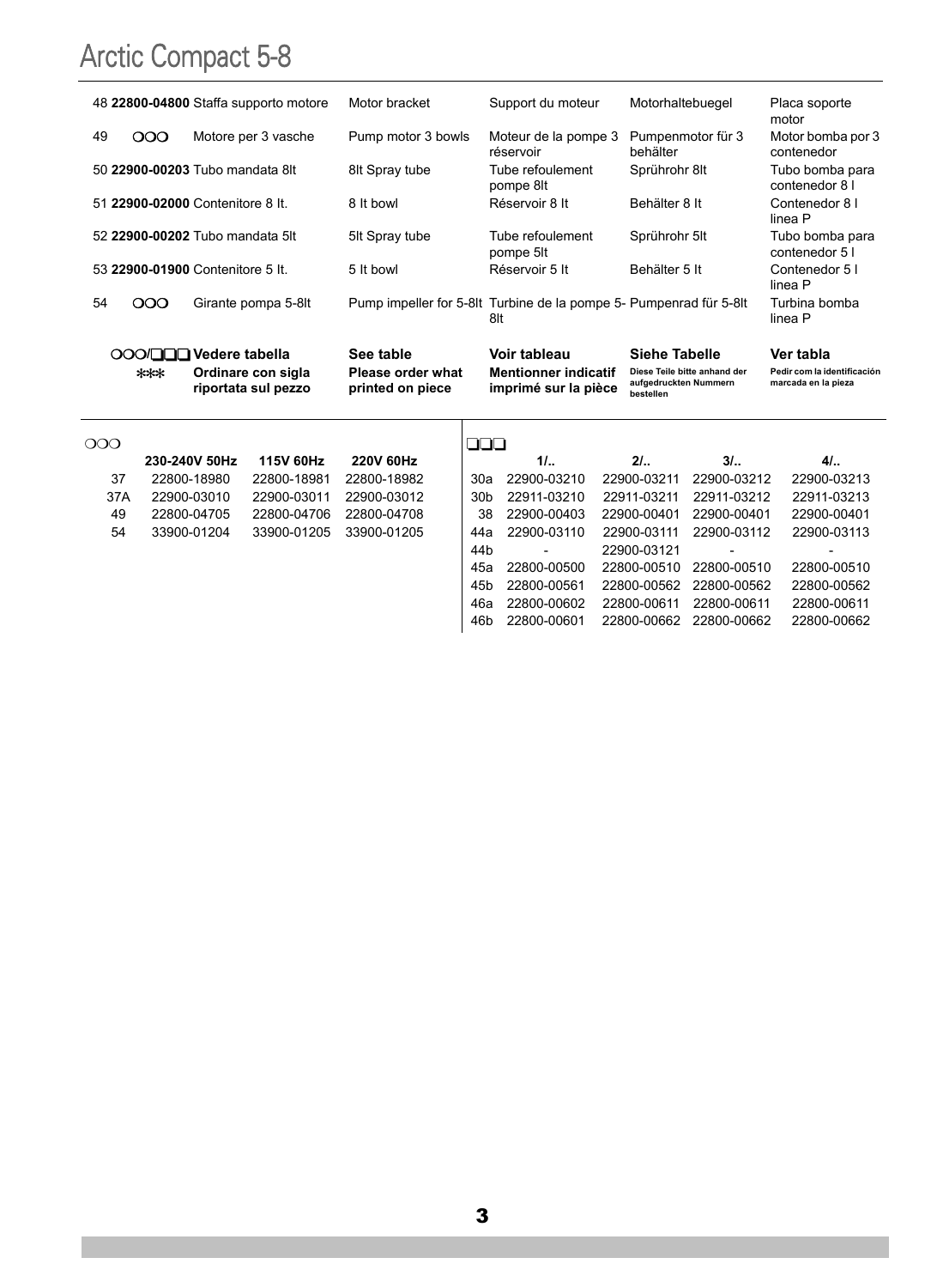# Arctic Compact 5-8

| | | | | | | |
|---|---|---|---|---|---|---|
| 48 | **22800-04800** | Staffa supporto motore | Motor bracket | Support du moteur | Motorhaltebuegel | Placa soporte motor |
| 49 | ❍❍❍ | Motore per 3 vasche | Pump motor 3 bowls | Moteur de la pompe 3 réservoir | Pumpenmotor für 3 behälter | Motor bomba por 3 contenedor |
| 50 | **22900-00203** | Tubo mandata 8lt | 8lt Spray tube | Tube refoulement pompe 8lt | Sprührohr 8lt | Tubo bomba para contenedor 8 l |
| 51 | **22900-02000** | Contenitore 8 lt. | 8 lt bowl | Réservoir 8 lt | Behälter 8 lt | Contenedor 8 l linea P |
| 52 | **22900-00202** | Tubo mandata 5lt | 5lt Spray tube | Tube refoulement pompe 5lt | Sprührohr 5lt | Tubo bomba para contenedor 5 l |
| 53 | **22900-01900** | Contenitore 5 lt. | 5 lt bowl | Réservoir 5 lt | Behälter 5 lt | Contenedor 5 l linea P |
| 54 | ❍❍❍ | Girante pompa 5-8lt | Pump impeller for 5-8lt | Turbine de la pompe 5-8lt | Pumpenrad für 5-8lt | Turbina bomba linea P |
| | **❍❍❍/❑❑❑** | **Vedere tabella** | **See table** | **Voir tableau** | **Siehe Tabelle** | **Ver tabla** |
| | ** *** ** | **Ordinare con sigla riportata sul pezzo** | **Please order what printed on piece** | **Mentionner indicatif imprimé sur la pièce** | **Diese Teile bitte anhand der aufgedruckten Nummern bestellen** | **Pedir com la identificación marcada en la pieza** |

❍❍❍

| | 230-240V 50Hz | 115V 60Hz | 220V 60Hz |
|---|---|---|---|
| 37 | 22800-18980 | 22800-18981 | 22800-18982 |
| 37A | 22900-03010 | 22900-03011 | 22900-03012 |
| 49 | 22800-04705 | 22800-04706 | 22800-04708 |
| 54 | 33900-01204 | 33900-01205 | 33900-01205 |

❑❑❑

| | 1/.. | 2/.. | 3/.. | 4/.. |
|---|---|---|---|---|
| 30a | 22900-03210 | 22900-03211 | 22900-03212 | 22900-03213 |
| 30b | 22911-03210 | 22911-03211 | 22911-03212 | 22911-03213 |
| 38 | 22900-00403 | 22900-00401 | 22900-00401 | 22900-00401 |
| 44a | 22900-03110 | 22900-03111 | 22900-03112 | 22900-03113 |
| 44b | - | 22900-03121 | - | - |
| 45a | 22800-00500 | 22800-00510 | 22800-00510 | 22800-00510 |
| 45b | 22800-00561 | 22800-00562 | 22800-00562 | 22800-00562 |
| 46a | 22800-00602 | 22800-00611 | 22800-00611 | 22800-00611 |
| 46b | 22800-00601 | 22800-00662 | 22800-00662 | 22800-00662 |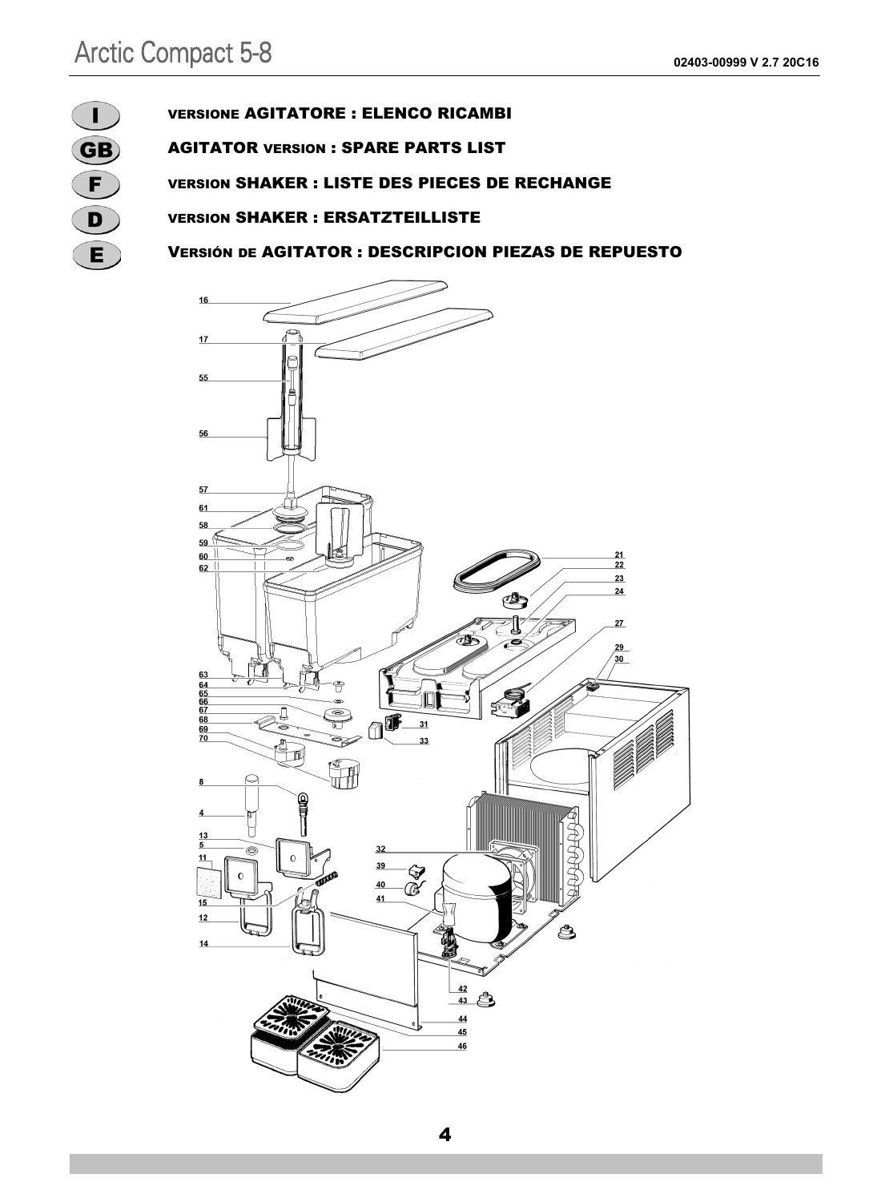**I** VERSIONE AGITATORE : ELENCO RICAMBI

**GB** AGITATOR VERSION : SPARE PARTS LIST

**F** VERSION SHAKER : LISTE DES PIECES DE RECHANGE

**D** VERSION SHAKER : ERSATZTEILLISTE

**E** VERSIÓN DE AGITATOR : DESCRIPCION PIEZAS DE REPUESTO

16
17
55
56
57
61
58
59
60
62
63
64
65
66
67
68
69
70
8
4
13
5
11
15
12
14
21
22
23
24
27
29
30
31
33
32
39
40
41
42
43
44
45
46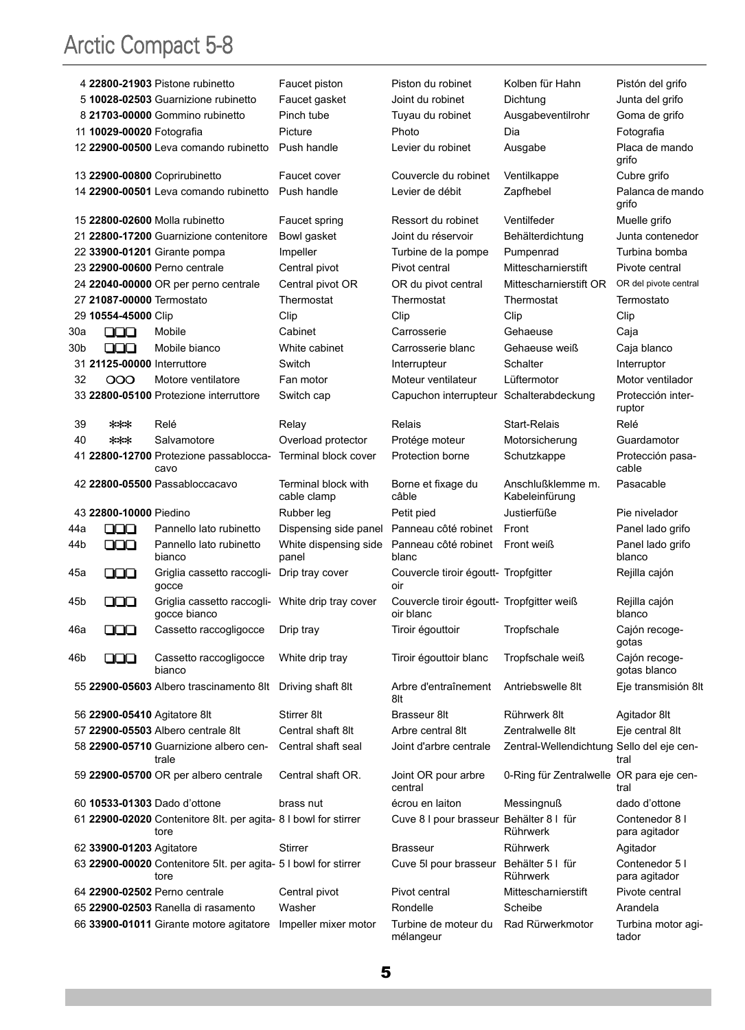# Arctic Compact 5-8

| | | | | | | | |
|---|---|---|---|---|---|---|---|
| 4 | **22800-21903** | Pistone rubinetto | Faucet piston | Piston du robinet | Kolben für Hahn | Pistón del grifo |
| 5 | **10028-02503** | Guarnizione rubinetto | Faucet gasket | Joint du robinet | Dichtung | Junta del grifo |
| 8 | **21703-00000** | Gommino rubinetto | Pinch tube | Tuyau du robinet | Ausgabeventilrohr | Goma de grifo |
| 11 | **10029-00020** | Fotografia | Picture | Photo | Dia | Fotografia |
| 12 | **22900-00500** | Leva comando rubinetto | Push handle | Levier du robinet | Ausgabe | Placa de mando grifo |
| 13 | **22900-00800** | Coprirubinetto | Faucet cover | Couvercle du robinet | Ventilkappe | Cubre grifo |
| 14 | **22900-00501** | Leva comando rubinetto | Push handle | Levier de débit | Zapfhebel | Palanca de mando grifo |
| 15 | **22800-02600** | Molla rubinetto | Faucet spring | Ressort du robinet | Ventilfeder | Muelle grifo |
| 21 | **22800-17200** | Guarnizione contenitore | Bowl gasket | Joint du réservoir | Behälterdichtung | Junta contenedor |
| 22 | **33900-01201** | Girante pompa | Impeller | Turbine de la pompe | Pumpenrad | Turbina bomba |
| 23 | **22900-00600** | Perno centrale | Central pivot | Pivot central | Mittescharnierstift | Pivote central |
| 24 | **22040-00000** | OR per perno centrale | Central pivot OR | OR du pivot central | Mittescharnierstift OR | OR del pivote central |
| 27 | **21087-00000** | Termostato | Thermostat | Thermostat | Thermostat | Termostato |
| 29 | **10554-45000** | Clip | Clip | Clip | Clip | Clip |
| 30a | ❑❑❑ | Mobile | Cabinet | Carrosserie | Gehaeuse | Caja |
| 30b | ❑❑❑ | Mobile bianco | White cabinet | Carrosserie blanc | Gehaeuse weiß | Caja blanco |
| 31 | **21125-00000** | Interruttore | Switch | Interrupteur | Schalter | Interruptor |
| 32 | OOO | Motore ventilatore | Fan motor | Moteur ventilateur | Lüftermotor | Motor ventilador |
| 33 | **22800-05100** | Protezione interruttore | Switch cap | Capuchon interrupteur | Schalterabdeckung | Protección interruptor |
| 39 | *** | Relé | Relay | Relais | Start-Relais | Relé |
| 40 | *** | Salvamotore | Overload protector | Protége moteur | Motorsicherung | Guardamotor |
| 41 | **22800-12700** | Protezione passablocca-cavo | Terminal block cover | Protection borne | Schutzkappe | Protección pasa-cable |
| 42 | **22800-05500** | Passabloccacavo | Terminal block with cable clamp | Borne et fixage du câble | Anschlußklemme m. Kabeleinfürung | Pasacable |
| 43 | **22800-10000** | Piedino | Rubber leg | Petit pied | Justierfüße | Pie nivelador |
| 44a | ❑❑❑ | Pannello lato rubinetto | Dispensing side panel | Panneau côté robinet | Front | Panel lado grifo |
| 44b | ❑❑❑ | Pannello lato rubinetto bianco | White dispensing side panel | Panneau côté robinet blanc | Front weiß | Panel lado grifo blanco |
| 45a | ❑❑❑ | Griglia cassetto raccogli-gocce | Drip tray cover | Couvercle tiroir égouttoir | Tropfgitter | Rejilla cajón |
| 45b | ❑❑❑ | Griglia cassetto raccogli-gocce bianco | White drip tray cover | Couvercle tiroir égouttoir blanc | Tropfgitter weiß | Rejilla cajón blanco |
| 46a | ❑❑❑ | Cassetto raccogligocce | Drip tray | Tiroir égouttoir | Tropfschale | Cajón recoge-gotas |
| 46b | ❑❑❑ | Cassetto raccogligocce bianco | White drip tray | Tiroir égouttoir blanc | Tropfschale weiß | Cajón recoge-gotas blanco |
| 55 | **22900-05603** | Albero trascinamento 8lt | Driving shaft 8lt | Arbre d'entraînement 8lt | Antriebswelle 8lt | Eje transmisión 8lt |
| 56 | **22900-05410** | Agitatore 8lt | Stirrer 8lt | Brasseur 8lt | Rührwerk 8lt | Agitador 8lt |
| 57 | **22900-05503** | Albero centrale 8lt | Central shaft 8lt | Arbre central 8lt | Zentralwelle 8lt | Eje central 8lt |
| 58 | **22900-05710** | Guarnizione albero centrale | Central shaft seal | Joint d'arbre centrale | Zentral-Wellendichtung | Sello del eje central |
| 59 | **22900-05700** | OR per albero centrale | Central shaft OR. | Joint OR pour arbre central | 0-Ring für Zentralwelle | OR para eje central |
| 60 | **10533-01303** | Dado d'ottone | brass nut | écrou en laiton | Messingnuß | dado d'ottone |
| 61 | **22900-02020** | Contenitore 8lt. per agitatore | 8 l bowl for stirrer | Cuve 8 l pour brasseur | Behälter 8 l für Rührwerk | Contenedor 8 l para agitador |
| 62 | **33900-01203** | Agitatore | Stirrer | Brasseur | Rührwerk | Agitador |
| 63 | **22900-00020** | Contenitore 5lt. per agitatore | 5 l bowl for stirrer | Cuve 5l pour brasseur | Behälter 5 l für Rührwerk | Contenedor 5 l para agitador |
| 64 | **22900-02502** | Perno centrale | Central pivot | Pivot central | Mittescharnierstift | Pivote central |
| 65 | **22900-02503** | Ranella di rasamento | Washer | Rondelle | Scheibe | Arandela |
| 66 | **33900-01011** | Girante motore agitatore | Impeller mixer motor | Turbine de moteur du mélangeur | Rad Rürwerkmotor | Turbina motor agitador |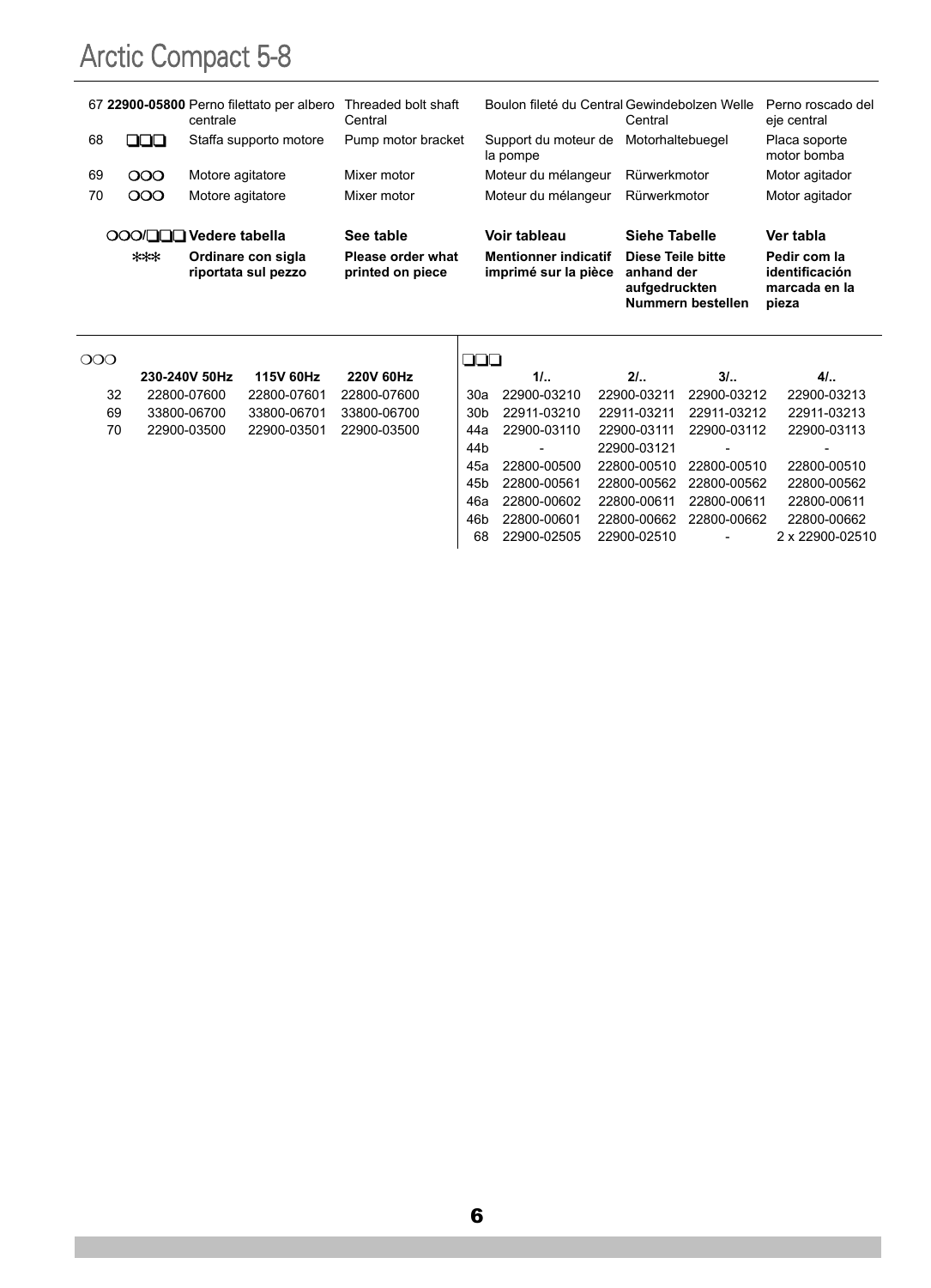# Arctic Compact 5-8

| | | | | | | |
|---|---|---|---|---|---|---|
| 67 | **22900-05800** | Perno filettato per albero centrale | Threaded bolt shaft Central | Boulon fileté du Central | Gewindebolzen Welle Central | Perno roscado del eje central |
| 68 | ❑❑❑ | Staffa supporto motore | Pump motor bracket | Support du moteur de la pompe | Motorhaltebuegel | Placa soporte motor bomba |
| 69 | ❍❍❍ | Motore agitatore | Mixer motor | Moteur du mélangeur | Rürwerkmotor | Motor agitador |
| 70 | ❍❍❍ | Motore agitatore | Mixer motor | Moteur du mélangeur | Rürwerkmotor | Motor agitador |
| | ❍❍❍/❑❑❑ | **Vedere tabella** | **See table** | **Voir tableau** | **Siehe Tabelle** | **Ver tabla** |
| | *** | **Ordinare con sigla riportata sul pezzo** | **Please order what printed on piece** | **Mentionner indicatif imprimé sur la pièce** | **Diese Teile bitte anhand der aufgedruckten Nummern bestellen** | **Pedir com la identificación marcada en la pieza** |

❍❍❍

| | **230-240V 50Hz** | **115V 60Hz** | **220V 60Hz** |
|---|---|---|---|
| 32 | 22800-07600 | 22800-07601 | 22800-07600 |
| 69 | 33800-06700 | 33800-06701 | 33800-06700 |
| 70 | 22900-03500 | 22900-03501 | 22900-03500 |

❑❑❑

| | **1/..** | **2/..** | **3/..** | **4/..** |
|---|---|---|---|---|
| 30a | 22900-03210 | 22900-03211 | 22900-03212 | 22900-03213 |
| 30b | 22911-03210 | 22911-03211 | 22911-03212 | 22911-03213 |
| 44a | 22900-03110 | 22900-03111 | 22900-03112 | 22900-03113 |
| 44b | - | 22900-03121 | - | - |
| 45a | 22800-00500 | 22800-00510 | 22800-00510 | 22800-00510 |
| 45b | 22800-00561 | 22800-00562 | 22800-00562 | 22800-00562 |
| 46a | 22800-00602 | 22800-00611 | 22800-00611 | 22800-00611 |
| 46b | 22800-00601 | 22800-00662 | 22800-00662 | 22800-00662 |
| 68 | 22900-02505 | 22900-02510 | - | 2 x 22900-02510 |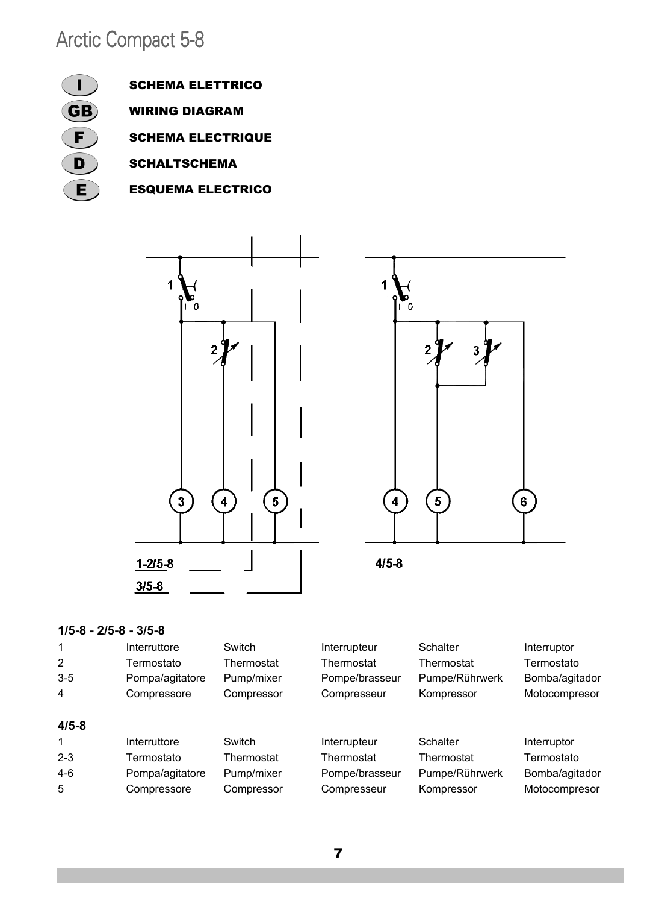I SCHEMA ELETTRICO

GB WIRING DIAGRAM

F SCHEMA ELECTRIQUE

D SCHALTSCHEMA

E ESQUEMA ELECTRICO

1-2/5-8

3/5-8

4/5-8

**1/5-8 - 2/5-8 - 3/5-8**

| | | | | | |
|---|---|---|---|---|---|
| 1 | Interruttore | Switch | Interrupteur | Schalter | Interruptor |
| 2 | Termostato | Thermostat | Thermostat | Thermostat | Termostato |
| 3-5 | Pompa/agitatore | Pump/mixer | Pompe/brasseur | Pumpe/Rührwerk | Bomba/agitador |
| 4 | Compressore | Compressor | Compresseur | Kompressor | Motocompresor |

**4/5-8**

| | | | | | |
|---|---|---|---|---|---|
| 1 | Interruttore | Switch | Interrupteur | Schalter | Interruptor |
| 2-3 | Termostato | Thermostat | Thermostat | Thermostat | Termostato |
| 4-6 | Pompa/agitatore | Pump/mixer | Pompe/brasseur | Pumpe/Rührwerk | Bomba/agitador |
| 5 | Compressore | Compressor | Compresseur | Kompressor | Motocompresor |